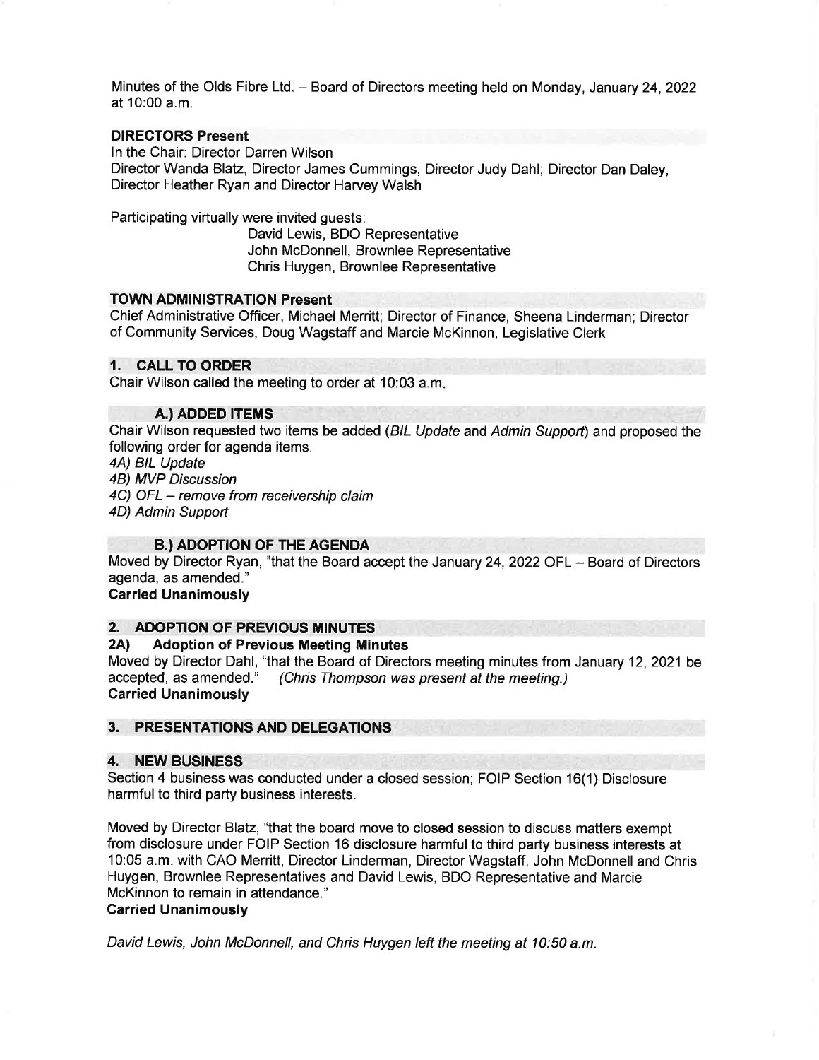Minutes of the Olds Fibre Ltd. – Board of Directors meeting held on Monday, January 24, 2022 at 10:00 a.m.

**DIRECTORS Present**

In the Chair: Director Darren Wilson
Director Wanda Blatz, Director James Cummings, Director Judy Dahl; Director Dan Daley, Director Heather Ryan and Director Harvey Walsh

Participating virtually were invited guests:
David Lewis, BDO Representative
John McDonnell, Brownlee Representative
Chris Huygen, Brownlee Representative

**TOWN ADMINISTRATION Present**

Chief Administrative Officer, Michael Merritt; Director of Finance, Sheena Linderman; Director of Community Services, Doug Wagstaff and Marcie McKinnon, Legislative Clerk

## 1. CALL TO ORDER

Chair Wilson called the meeting to order at 10:03 a.m.

### A.) ADDED ITEMS

Chair Wilson requested two items be added (*BIL Update* and *Admin Support*) and proposed the following order for agenda items.

*4A) BIL Update*
*4B) MVP Discussion*
*4C) OFL – remove from receivership claim*
*4D) Admin Support*

### B.) ADOPTION OF THE AGENDA

Moved by Director Ryan, "that the Board accept the January 24, 2022 OFL – Board of Directors agenda, as amended."
**Carried Unanimously**

## 2. ADOPTION OF PREVIOUS MINUTES

### 2A) Adoption of Previous Meeting Minutes

Moved by Director Dahl, "that the Board of Directors meeting minutes from January 12, 2021 be accepted, as amended." *(Chris Thompson was present at the meeting.)*
**Carried Unanimously**

## 3. PRESENTATIONS AND DELEGATIONS

## 4. NEW BUSINESS

Section 4 business was conducted under a closed session; FOIP Section 16(1) Disclosure harmful to third party business interests.

Moved by Director Blatz, "that the board move to closed session to discuss matters exempt from disclosure under FOIP Section 16 disclosure harmful to third party business interests at 10:05 a.m. with CAO Merritt, Director Linderman, Director Wagstaff, John McDonnell and Chris Huygen, Brownlee Representatives and David Lewis, BDO Representative and Marcie McKinnon to remain in attendance."
**Carried Unanimously**

*David Lewis, John McDonnell, and Chris Huygen left the meeting at 10:50 a.m.*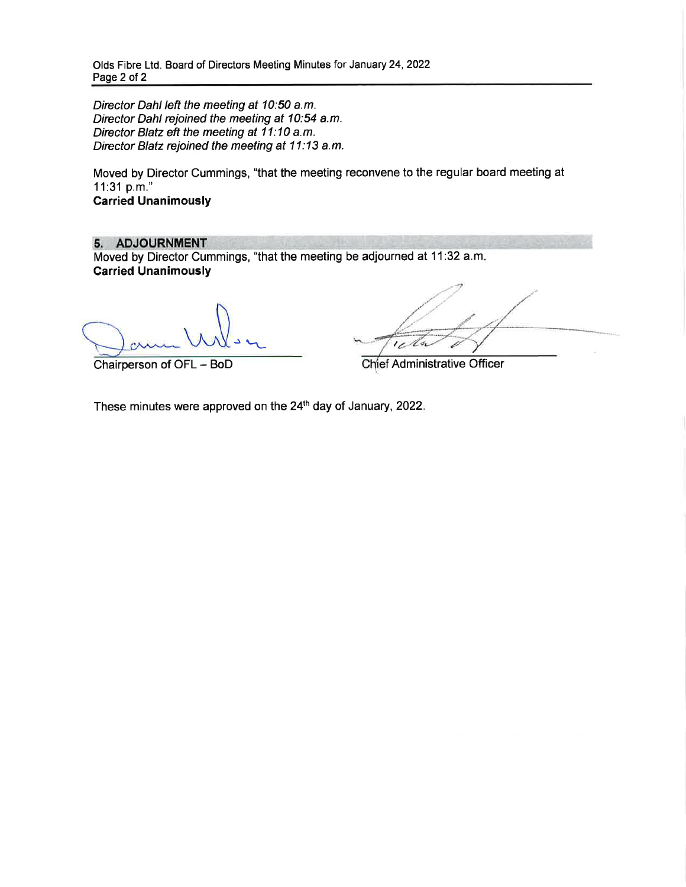*Director Dahl left the meeting at 10:50 a.m.*
*Director Dahl rejoined the meeting at 10:54 a.m.*
*Director Blatz eft the meeting at 11:10 a.m.*
*Director Blatz rejoined the meeting at 11:13 a.m.*

Moved by Director Cummings, "that the meeting reconvene to the regular board meeting at 11:31 p.m."
**Carried Unanimously**

## 5. ADJOURNMENT

Moved by Director Cummings, "that the meeting be adjourned at 11:32 a.m.
**Carried Unanimously**

Chairperson of OFL – BoD

Chief Administrative Officer

These minutes were approved on the 24th day of January, 2022.